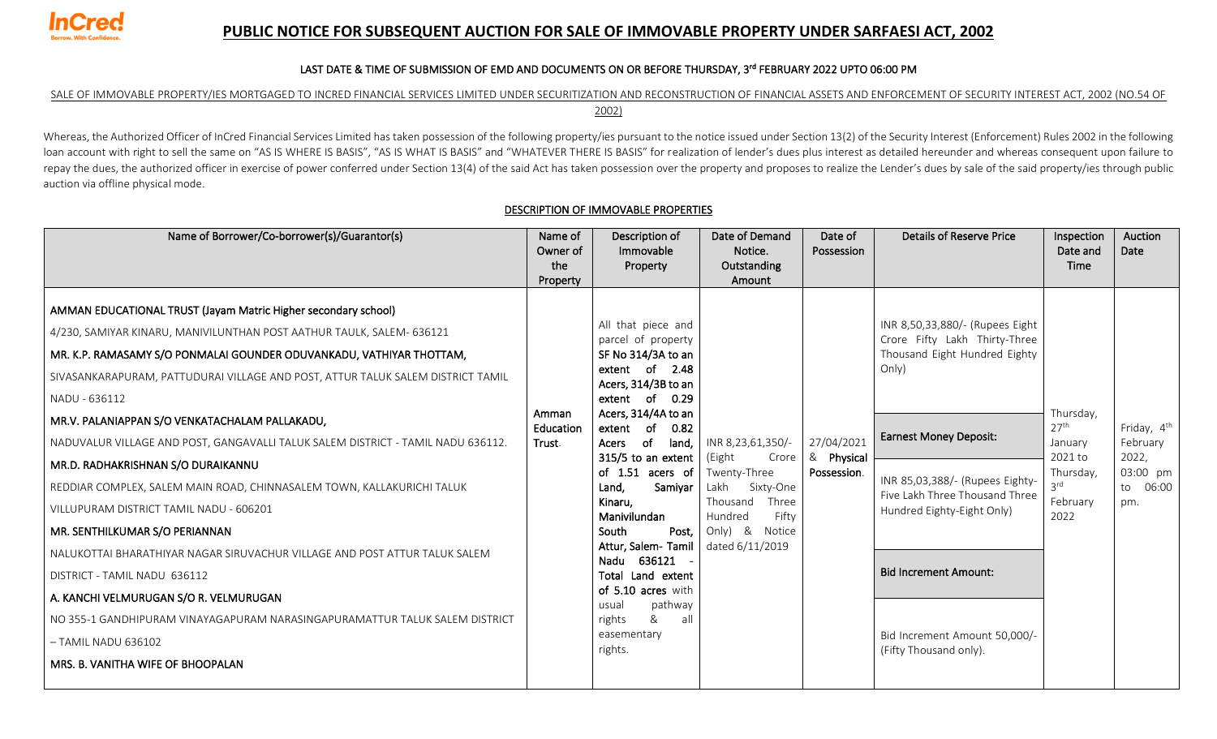# PUBLIC NOTICE FOR SUBSEQUENT AUCTION FOR SALE OF IMMOVABLE PROPERTY UNDER SARFAESI ACT, 2002

**LAST DATE & TIME OF SUBMISSION OF EMD AND DOCUMENTS ON OR BEFORE THURSDAY, 3rd FEBRUARY 2022 UPTO 06:00 PM**

SALE OF IMMOVABLE PROPERTY/IES MORTGAGED TO INCRED FINANCIAL SERVICES LIMITED UNDER SECURITIZATION AND RECONSTRUCTION OF FINANCIAL ASSETS AND ENFORCEMENT OF SECURITY INTEREST ACT, 2002 (NO.54 OF 2002)

Whereas, the Authorized Officer of InCred Financial Services Limited has taken possession of the following property/ies pursuant to the notice issued under Section 13(2) of the Security Interest (Enforcement) Rules 2002 in the following loan account with right to sell the same on "AS IS WHERE IS BASIS", "AS IS WHAT IS BASIS" and "WHATEVER THERE IS BASIS" for realization of lender's dues plus interest as detailed hereunder and whereas consequent upon failure to repay the dues, the authorized officer in exercise of power conferred under Section 13(4) of the said Act has taken possession over the property and proposes to realize the Lender's dues by sale of the said property/ies through public auction via offline physical mode.

## DESCRIPTION OF IMMOVABLE PROPERTIES

| Name of Borrower/Co-borrower(s)/Guarantor(s) | Name of Owner of the Property | Description of Immovable Property | Date of Demand Notice. Outstanding Amount | Date of Possession | Details of Reserve Price | Inspection Date and Time | Auction Date |
|---|---|---|---|---|---|---|---|
| **AMMAN EDUCATIONAL TRUST (Jayam Matric Higher secondary school)**<br>4/230, SAMIYAR KINARU, MANIVILUNTHAN POST AATHUR TAULK, SALEM- 636121<br>**MR. K.P. RAMASAMY S/O PONMALAI GOUNDER ODUVANKADU, VATHIYAR THOTTAM,**<br>SIVASANKARAPURAM, PATTUDURAI VILLAGE AND POST, ATTUR TALUK SALEM DISTRICT TAMIL NADU - 636112<br>**MR.V. PALANIAPPAN S/O VENKATACHALAM PALLAKADU,**<br>NADUVALUR VILLAGE AND POST, GANGAVALLI TALUK SALEM DISTRICT - TAMIL NADU 636112.<br>**MR.D. RADHAKRISHNAN S/O DURAIKANNU**<br>REDDIAR COMPLEX, SALEM MAIN ROAD, CHINNASALEM TOWN, KALLAKURICHI TALUK<br>VILLUPURAM DISTRICT TAMIL NADU - 606201<br>**MR. SENTHILKUMAR S/O PERIANNAN**<br>NALUKOTTAI BHARATHIYAR NAGAR SIRUVACHUR VILLAGE AND POST ATTUR TALUK SALEM<br>DISTRICT - TAMIL NADU 636112<br>**A. KANCHI VELMURUGAN S/O R. VELMURUGAN**<br>NO 355-1 GANDHIPURAM VINAYAGAPURAM NARASINGAPURAMATTUR TALUK SALEM DISTRICT<br>– TAMIL NADU 636102<br>**MRS. B. VANITHA WIFE OF BHOOPALAN** | Amman Education Trust. | All that piece and parcel of property SF No 314/3A to an extent of 2.48 Acers, 314/3B to an extent of 0.29 Acers, 314/4A to an extent of 0.82 Acers of land, 315/5 to an extent of 1.51 acers of Land, Samiyar Kinaru, Manivilundan South Post, Attur, Salem- Tamil Nadu 636121 - Total Land extent of 5.10 acres with usual pathway rights & all easementary rights. | INR 8,23,61,350/- (Eight Crore Twenty-Three Lakh Sixty-One Thousand Three Hundred Fifty Only) & Notice dated 6/11/2019 | 27/04/2021 & Physical Possession. | INR 8,50,33,880/- (Rupees Eight Crore Fifty Lakh Thirty-Three Thousand Eight Hundred Eighty Only)<br>**Earnest Money Deposit:**<br>INR 85,03,388/- (Rupees Eighty-Five Lakh Three Thousand Three Hundred Eighty-Eight Only)<br>**Bid Increment Amount:**<br>Bid Increment Amount 50,000/- (Fifty Thousand only). | Thursday, 27th January 2021 to Thursday, 3rd February 2022 | Friday, 4th February 2022, 03:00 pm to 06:00 pm. |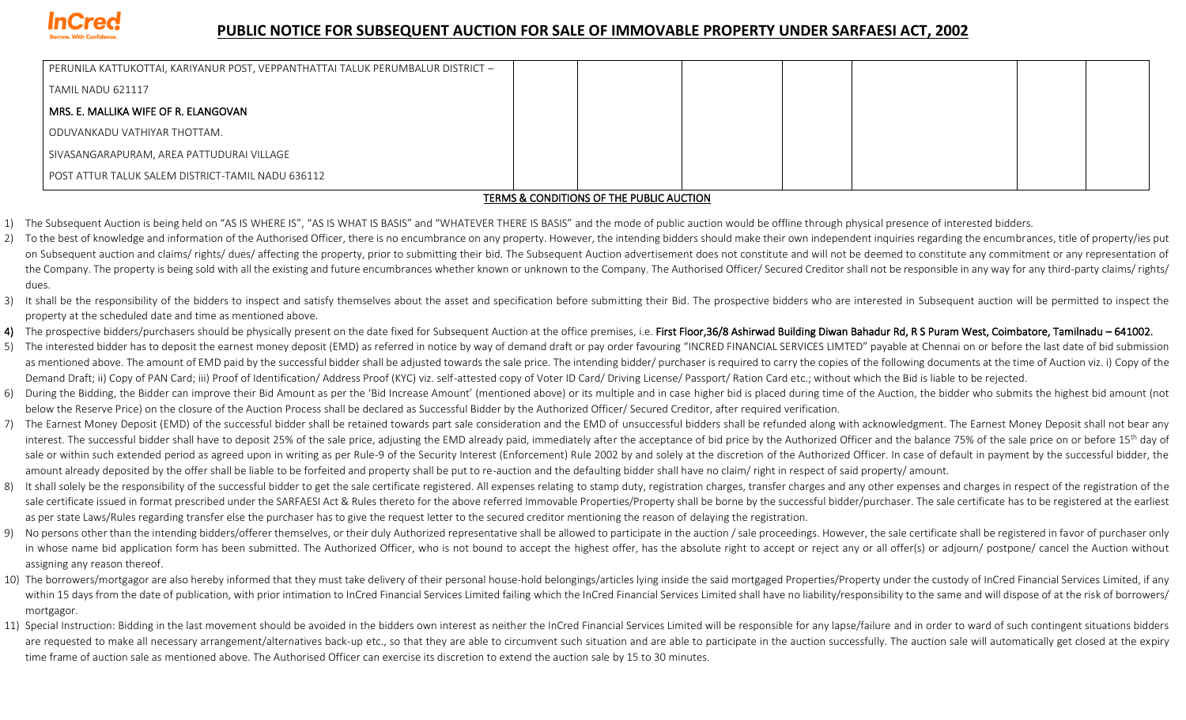# PUBLIC NOTICE FOR SUBSEQUENT AUCTION FOR SALE OF IMMOVABLE PROPERTY UNDER SARFAESI ACT, 2002

| | | | | | | |
|---|---|---|---|---|---|---|
| PERUNILA KATTUKOTTAI, KARIYANUR POST, VEPPANTHATTAI TALUK PERUMBALUR DISTRICT – TAMIL NADU 621117<br>**MRS. E. MALLIKA WIFE OF R. ELANGOVAN**<br>ODUVANKADU VATHIYAR THOTTAM.<br>SIVASANGARAPURAM, AREA PATTUDURAI VILLAGE<br>POST ATTUR TALUK SALEM DISTRICT-TAMIL NADU 636112 | | | | | | |

## TERMS & CONDITIONS OF THE PUBLIC AUCTION

1) The Subsequent Auction is being held on "AS IS WHERE IS", "AS IS WHAT IS BASIS" and "WHATEVER THERE IS BASIS" and the mode of public auction would be offline through physical presence of interested bidders.
2) To the best of knowledge and information of the Authorised Officer, there is no encumbrance on any property. However, the intending bidders should make their own independent inquiries regarding the encumbrances, title of property/ies put on Subsequent auction and claims/ rights/ dues/ affecting the property, prior to submitting their bid. The Subsequent Auction advertisement does not constitute and will not be deemed to constitute any commitment or any representation of the Company. The property is being sold with all the existing and future encumbrances whether known or unknown to the Company. The Authorised Officer/ Secured Creditor shall not be responsible in any way for any third-party claims/ rights/ dues.
3) It shall be the responsibility of the bidders to inspect and satisfy themselves about the asset and specification before submitting their Bid. The prospective bidders who are interested in Subsequent auction will be permitted to inspect the property at the scheduled date and time as mentioned above.
4) The prospective bidders/purchasers should be physically present on the date fixed for Subsequent Auction at the office premises, i.e. **First Floor,36/8 Ashirwad Building Diwan Bahadur Rd, R S Puram West, Coimbatore, Tamilnadu – 641002.**
5) The interested bidder has to deposit the earnest money deposit (EMD) as referred in notice by way of demand draft or pay order favouring "INCRED FINANCIAL SERVICES LIMTED" payable at Chennai on or before the last date of bid submission as mentioned above. The amount of EMD paid by the successful bidder shall be adjusted towards the sale price. The intending bidder/ purchaser is required to carry the copies of the following documents at the time of Auction viz. i) Copy of the Demand Draft; ii) Copy of PAN Card; iii) Proof of Identification/ Address Proof (KYC) viz. self-attested copy of Voter ID Card/ Driving License/ Passport/ Ration Card etc.; without which the Bid is liable to be rejected.
6) During the Bidding, the Bidder can improve their Bid Amount as per the 'Bid Increase Amount' (mentioned above) or its multiple and in case higher bid is placed during time of the Auction, the bidder who submits the highest bid amount (not below the Reserve Price) on the closure of the Auction Process shall be declared as Successful Bidder by the Authorized Officer/ Secured Creditor, after required verification.
7) The Earnest Money Deposit (EMD) of the successful bidder shall be retained towards part sale consideration and the EMD of unsuccessful bidders shall be refunded along with acknowledgment. The Earnest Money Deposit shall not bear any interest. The successful bidder shall have to deposit 25% of the sale price, adjusting the EMD already paid, immediately after the acceptance of bid price by the Authorized Officer and the balance 75% of the sale price on or before 15th day of sale or within such extended period as agreed upon in writing as per Rule-9 of the Security Interest (Enforcement) Rule 2002 by and solely at the discretion of the Authorized Officer. In case of default in payment by the successful bidder, the amount already deposited by the offer shall be liable to be forfeited and property shall be put to re-auction and the defaulting bidder shall have no claim/ right in respect of said property/ amount.
8) It shall solely be the responsibility of the successful bidder to get the sale certificate registered. All expenses relating to stamp duty, registration charges, transfer charges and any other expenses and charges in respect of the registration of the sale certificate issued in format prescribed under the SARFAESI Act & Rules thereto for the above referred Immovable Properties/Property shall be borne by the successful bidder/purchaser. The sale certificate has to be registered at the earliest as per state Laws/Rules regarding transfer else the purchaser has to give the request letter to the secured creditor mentioning the reason of delaying the registration.
9) No persons other than the intending bidders/offerer themselves, or their duly Authorized representative shall be allowed to participate in the auction / sale proceedings. However, the sale certificate shall be registered in favor of purchaser only in whose name bid application form has been submitted. The Authorized Officer, who is not bound to accept the highest offer, has the absolute right to accept or reject any or all offer(s) or adjourn/ postpone/ cancel the Auction without assigning any reason thereof.
10) The borrowers/mortgagor are also hereby informed that they must take delivery of their personal house-hold belongings/articles lying inside the said mortgaged Properties/Property under the custody of InCred Financial Services Limited, if any within 15 days from the date of publication, with prior intimation to InCred Financial Services Limited failing which the InCred Financial Services Limited shall have no liability/responsibility to the same and will dispose of at the risk of borrowers/ mortgagor.
11) Special Instruction: Bidding in the last movement should be avoided in the bidders own interest as neither the InCred Financial Services Limited will be responsible for any lapse/failure and in order to ward of such contingent situations bidders are requested to make all necessary arrangement/alternatives back-up etc., so that they are able to circumvent such situation and are able to participate in the auction successfully. The auction sale will automatically get closed at the expiry time frame of auction sale as mentioned above. The Authorised Officer can exercise its discretion to extend the auction sale by 15 to 30 minutes.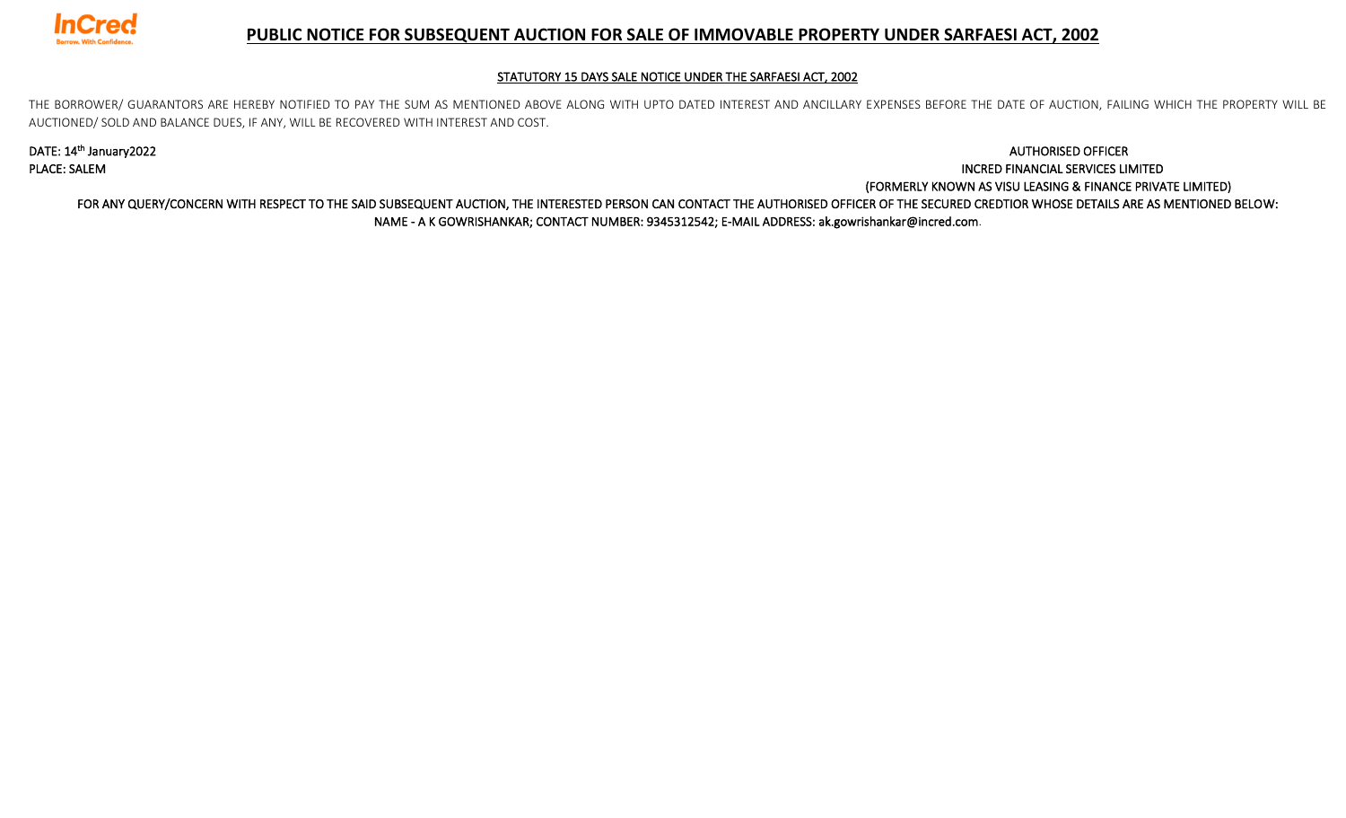# PUBLIC NOTICE FOR SUBSEQUENT AUCTION FOR SALE OF IMMOVABLE PROPERTY UNDER SARFAESI ACT, 2002

STATUTORY 15 DAYS SALE NOTICE UNDER THE SARFAESI ACT, 2002

THE BORROWER/ GUARANTORS ARE HEREBY NOTIFIED TO PAY THE SUM AS MENTIONED ABOVE ALONG WITH UPTO DATED INTEREST AND ANCILLARY EXPENSES BEFORE THE DATE OF AUCTION, FAILING WHICH THE PROPERTY WILL BE AUCTIONED/ SOLD AND BALANCE DUES, IF ANY, WILL BE RECOVERED WITH INTEREST AND COST.

DATE: 14th January2022
PLACE: SALEM

AUTHORISED OFFICER
INCRED FINANCIAL SERVICES LIMITED
(FORMERLY KNOWN AS VISU LEASING & FINANCE PRIVATE LIMITED)

FOR ANY QUERY/CONCERN WITH RESPECT TO THE SAID SUBSEQUENT AUCTION, THE INTERESTED PERSON CAN CONTACT THE AUTHORISED OFFICER OF THE SECURED CREDTIOR WHOSE DETAILS ARE AS MENTIONED BELOW:
NAME - A K GOWRISHANKAR; CONTACT NUMBER: 9345312542; E-MAIL ADDRESS: ak.gowrishankar@incred.com.